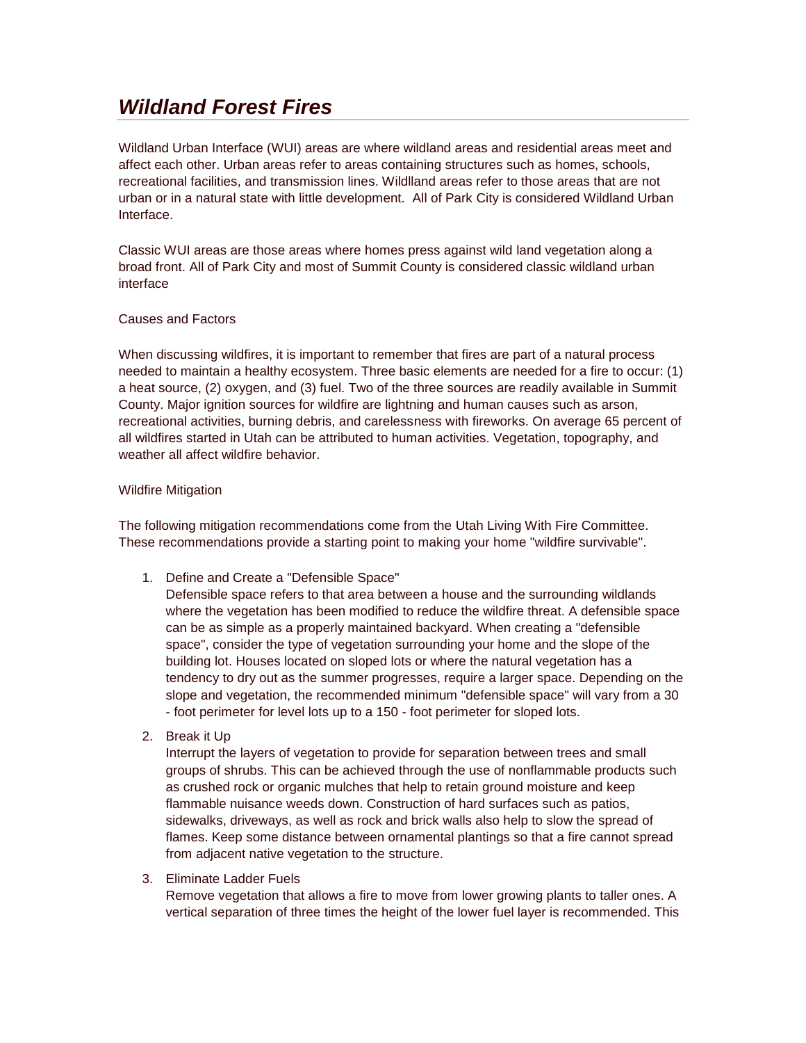# *Wildland Forest Fires*

Wildland Urban Interface (WUI) areas are where wildland areas and residential areas meet and affect each other. Urban areas refer to areas containing structures such as homes, schools, recreational facilities, and transmission lines. Wildlland areas refer to those areas that are not urban or in a natural state with little development.  All of Park City is considered Wildland Urban Interface.

Classic WUI areas are those areas where homes press against wild land vegetation along a broad front. All of Park City and most of Summit County is considered classic wildland urban interface

Causes and Factors

When discussing wildfires, it is important to remember that fires are part of a natural process needed to maintain a healthy ecosystem. Three basic elements are needed for a fire to occur: (1) a heat source, (2) oxygen, and (3) fuel. Two of the three sources are readily available in Summit County. Major ignition sources for wildfire are lightning and human causes such as arson, recreational activities, burning debris, and carelessness with fireworks. On average 65 percent of all wildfires started in Utah can be attributed to human activities. Vegetation, topography, and weather all affect wildfire behavior.

Wildfire Mitigation

The following mitigation recommendations come from the Utah Living With Fire Committee. These recommendations provide a starting point to making your home "wildfire survivable".

1. Define and Create a "Defensible Space"
   Defensible space refers to that area between a house and the surrounding wildlands where the vegetation has been modified to reduce the wildfire threat. A defensible space can be as simple as a properly maintained backyard. When creating a "defensible space", consider the type of vegetation surrounding your home and the slope of the building lot. Houses located on sloped lots or where the natural vegetation has a tendency to dry out as the summer progresses, require a larger space. Depending on the slope and vegetation, the recommended minimum "defensible space" will vary from a 30 - foot perimeter for level lots up to a 150 - foot perimeter for sloped lots.

2. Break it Up
   Interrupt the layers of vegetation to provide for separation between trees and small groups of shrubs. This can be achieved through the use of nonflammable products such as crushed rock or organic mulches that help to retain ground moisture and keep flammable nuisance weeds down. Construction of hard surfaces such as patios, sidewalks, driveways, as well as rock and brick walls also help to slow the spread of flames. Keep some distance between ornamental plantings so that a fire cannot spread from adjacent native vegetation to the structure.

3. Eliminate Ladder Fuels
   Remove vegetation that allows a fire to move from lower growing plants to taller ones. A vertical separation of three times the height of the lower fuel layer is recommended. This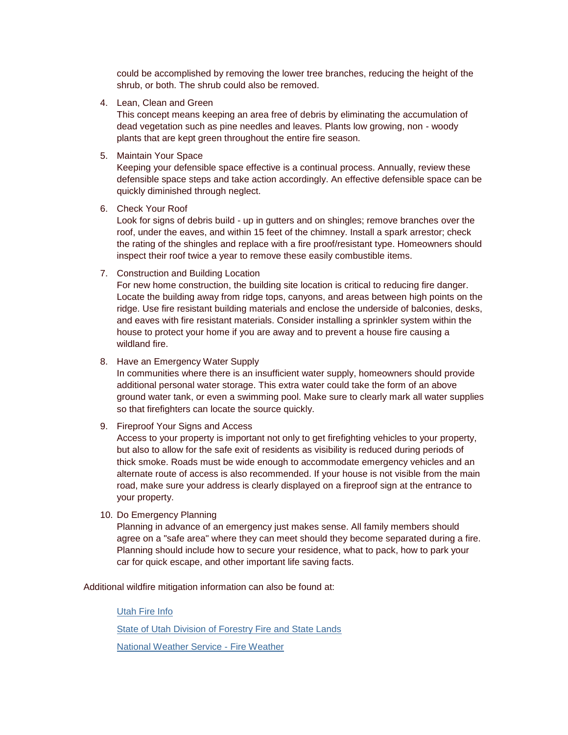could be accomplished by removing the lower tree branches, reducing the height of the shrub, or both. The shrub could also be removed.

4. Lean, Clean and Green
   This concept means keeping an area free of debris by eliminating the accumulation of dead vegetation such as pine needles and leaves. Plants low growing, non - woody plants that are kept green throughout the entire fire season.

5. Maintain Your Space
   Keeping your defensible space effective is a continual process. Annually, review these defensible space steps and take action accordingly. An effective defensible space can be quickly diminished through neglect.

6. Check Your Roof
   Look for signs of debris build - up in gutters and on shingles; remove branches over the roof, under the eaves, and within 15 feet of the chimney. Install a spark arrestor; check the rating of the shingles and replace with a fire proof/resistant type. Homeowners should inspect their roof twice a year to remove these easily combustible items.

7. Construction and Building Location
   For new home construction, the building site location is critical to reducing fire danger. Locate the building away from ridge tops, canyons, and areas between high points on the ridge. Use fire resistant building materials and enclose the underside of balconies, desks, and eaves with fire resistant materials. Consider installing a sprinkler system within the house to protect your home if you are away and to prevent a house fire causing a wildland fire.

8. Have an Emergency Water Supply
   In communities where there is an insufficient water supply, homeowners should provide additional personal water storage. This extra water could take the form of an above ground water tank, or even a swimming pool. Make sure to clearly mark all water supplies so that firefighters can locate the source quickly.

9. Fireproof Your Signs and Access
   Access to your property is important not only to get firefighting vehicles to your property, but also to allow for the safe exit of residents as visibility is reduced during periods of thick smoke. Roads must be wide enough to accommodate emergency vehicles and an alternate route of access is also recommended. If your house is not visible from the main road, make sure your address is clearly displayed on a fireproof sign at the entrance to your property.

10. Do Emergency Planning
    Planning in advance of an emergency just makes sense. All family members should agree on a "safe area" where they can meet should they become separated during a fire. Planning should include how to secure your residence, what to pack, how to park your car for quick escape, and other important life saving facts.

Additional wildfire mitigation information can also be found at:

[Utah Fire Info]()

[State of Utah Division of Forestry Fire and State Lands]()

[National Weather Service - Fire Weather]()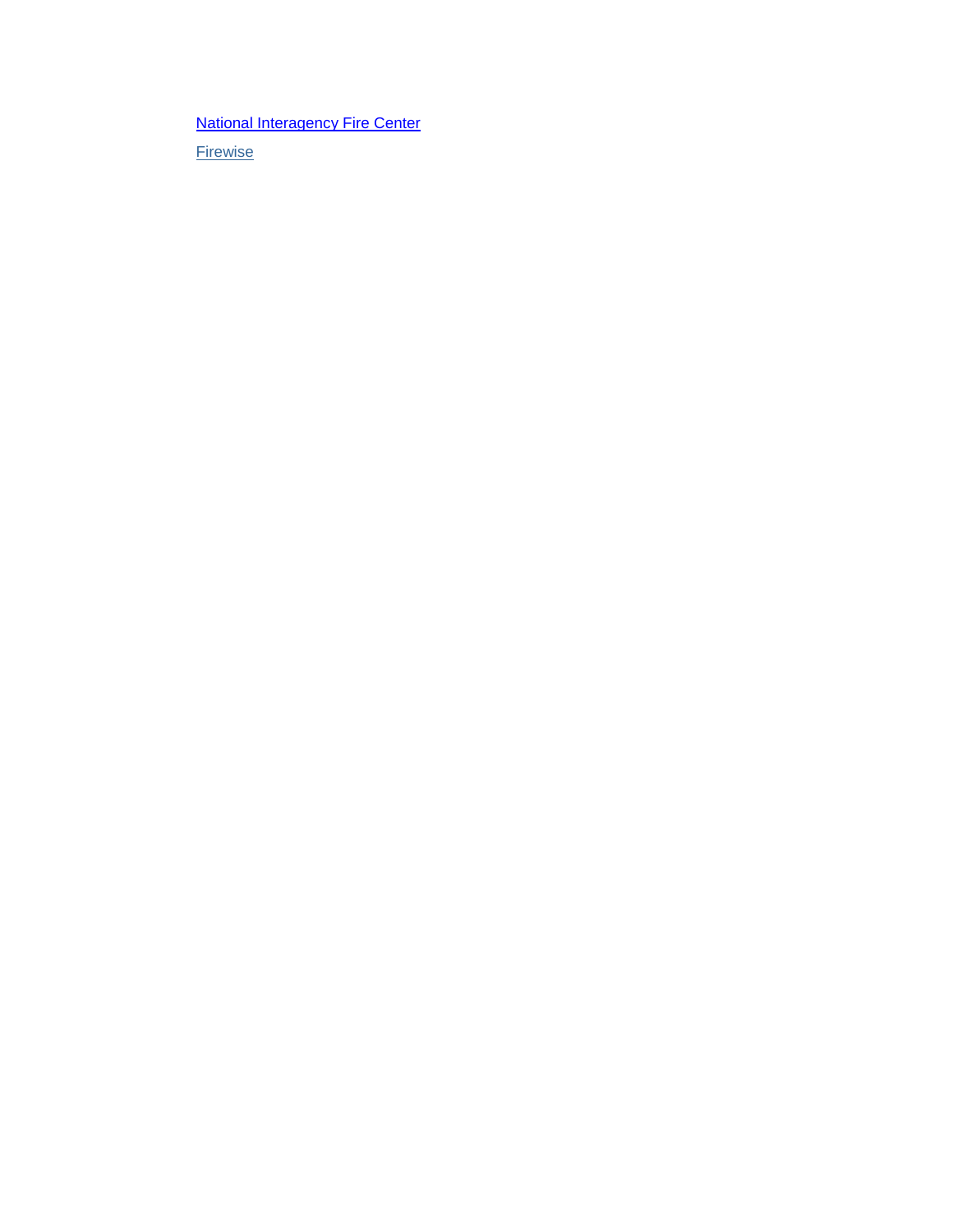National Interagency Fire Center

Firewise